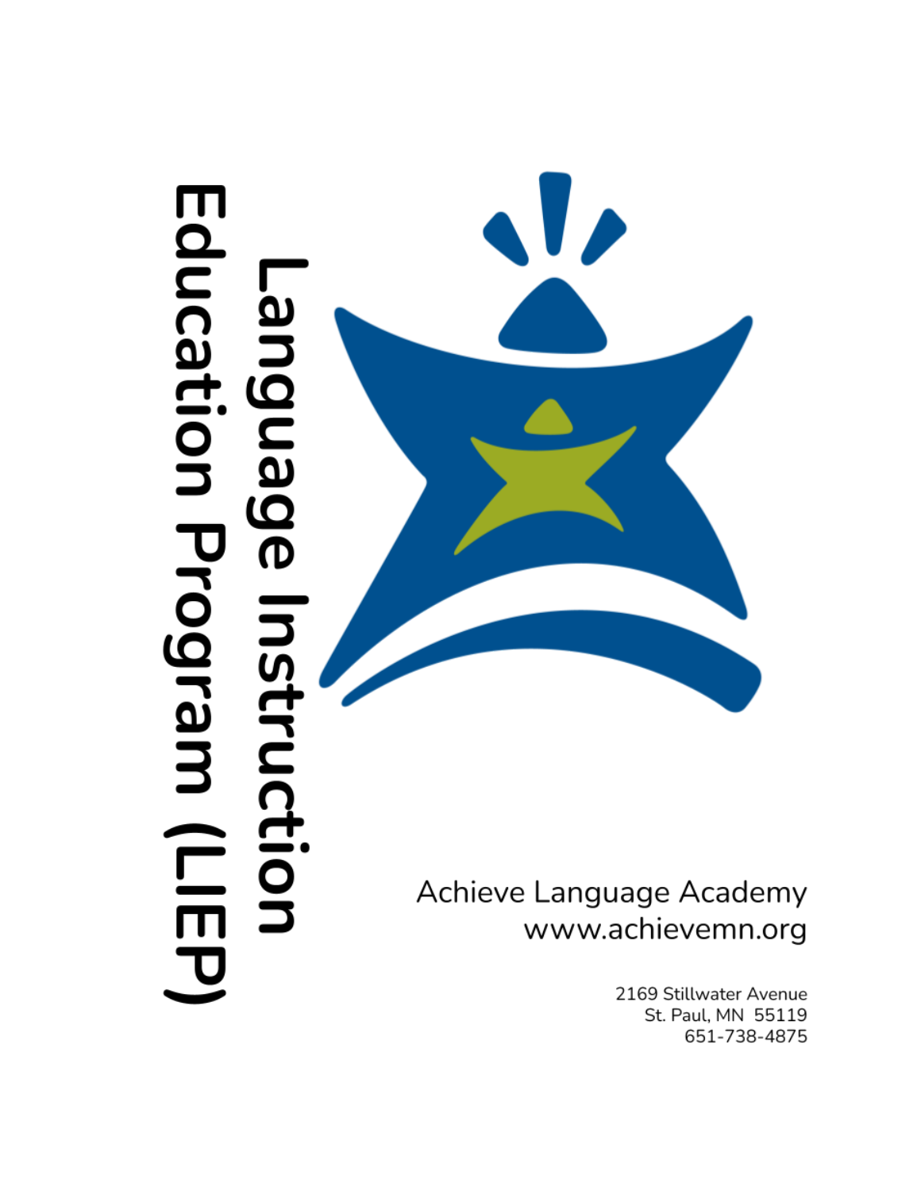# Language Instruction Education Program (LIEP)

Achieve Language Academy
www.achievemn.org

2169 Stillwater Avenue
St. Paul, MN 55119
651-738-4875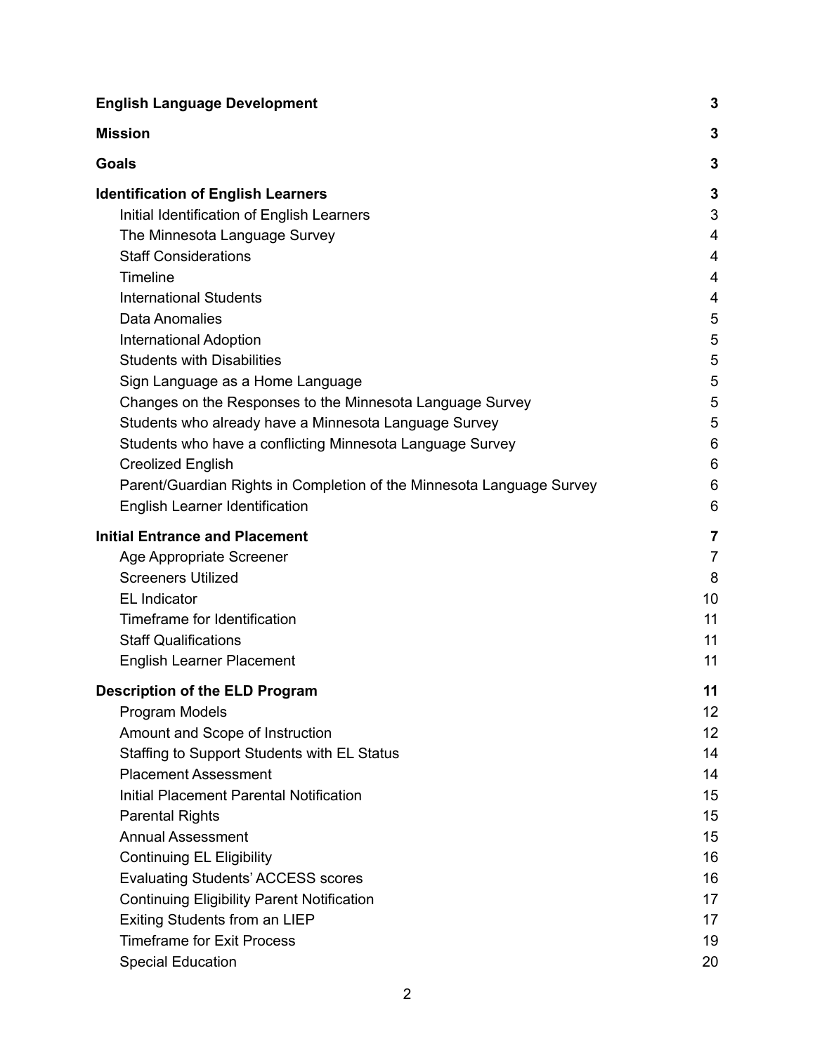| | |
|---|---|
| **English Language Development** | **3** |
| **Mission** | **3** |
| **Goals** | **3** |
| **Identification of English Learners** | **3** |
| Initial Identification of English Learners | 3 |
| The Minnesota Language Survey | 4 |
| Staff Considerations | 4 |
| Timeline | 4 |
| International Students | 4 |
| Data Anomalies | 5 |
| International Adoption | 5 |
| Students with Disabilities | 5 |
| Sign Language as a Home Language | 5 |
| Changes on the Responses to the Minnesota Language Survey | 5 |
| Students who already have a Minnesota Language Survey | 5 |
| Students who have a conflicting Minnesota Language Survey | 6 |
| Creolized English | 6 |
| Parent/Guardian Rights in Completion of the Minnesota Language Survey | 6 |
| English Learner Identification | 6 |
| **Initial Entrance and Placement** | **7** |
| Age Appropriate Screener | 7 |
| Screeners Utilized | 8 |
| EL Indicator | 10 |
| Timeframe for Identification | 11 |
| Staff Qualifications | 11 |
| English Learner Placement | 11 |
| **Description of the ELD Program** | **11** |
| Program Models | 12 |
| Amount and Scope of Instruction | 12 |
| Staffing to Support Students with EL Status | 14 |
| Placement Assessment | 14 |
| Initial Placement Parental Notification | 15 |
| Parental Rights | 15 |
| Annual Assessment | 15 |
| Continuing EL Eligibility | 16 |
| Evaluating Students' ACCESS scores | 16 |
| Continuing Eligibility Parent Notification | 17 |
| Exiting Students from an LIEP | 17 |
| Timeframe for Exit Process | 19 |
| Special Education | 20 |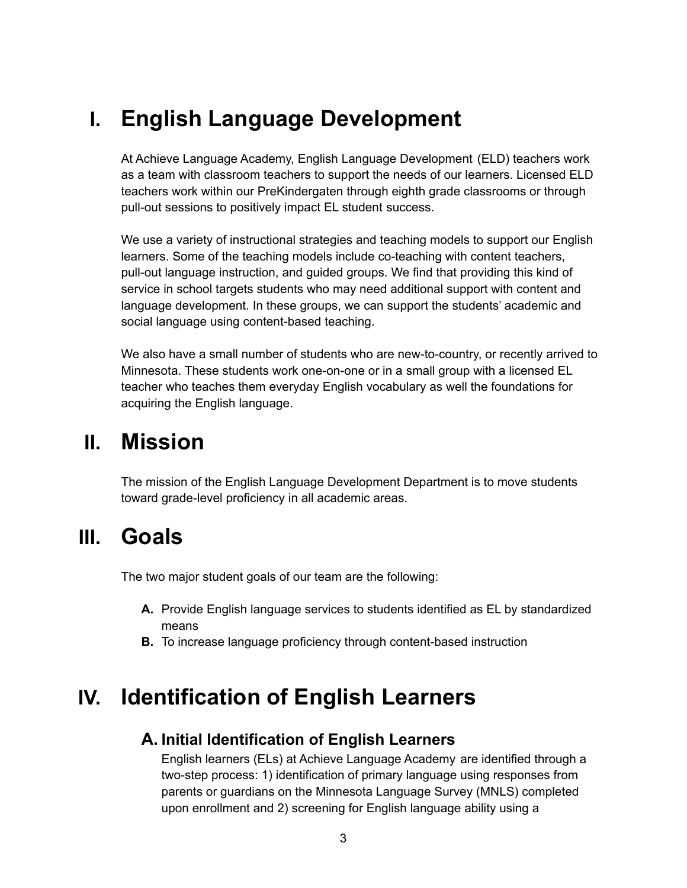# I. English Language Development

At Achieve Language Academy, English Language Development (ELD) teachers work as a team with classroom teachers to support the needs of our learners. Licensed ELD teachers work within our PreKindergaten through eighth grade classrooms or through pull-out sessions to positively impact EL student success.

We use a variety of instructional strategies and teaching models to support our English learners. Some of the teaching models include co-teaching with content teachers, pull-out language instruction, and guided groups. We find that providing this kind of service in school targets students who may need additional support with content and language development. In these groups, we can support the students' academic and social language using content-based teaching.

We also have a small number of students who are new-to-country, or recently arrived to Minnesota. These students work one-on-one or in a small group with a licensed EL teacher who teaches them everyday English vocabulary as well the foundations for acquiring the English language.

# II. Mission

The mission of the English Language Development Department is to move students toward grade-level proficiency in all academic areas.

# III. Goals

The two major student goals of our team are the following:

- **A.** Provide English language services to students identified as EL by standardized means
- **B.** To increase language proficiency through content-based instruction

# IV. Identification of English Learners

## A. Initial Identification of English Learners

English learners (ELs) at Achieve Language Academy are identified through a two-step process: 1) identification of primary language using responses from parents or guardians on the Minnesota Language Survey (MNLS) completed upon enrollment and 2) screening for English language ability using a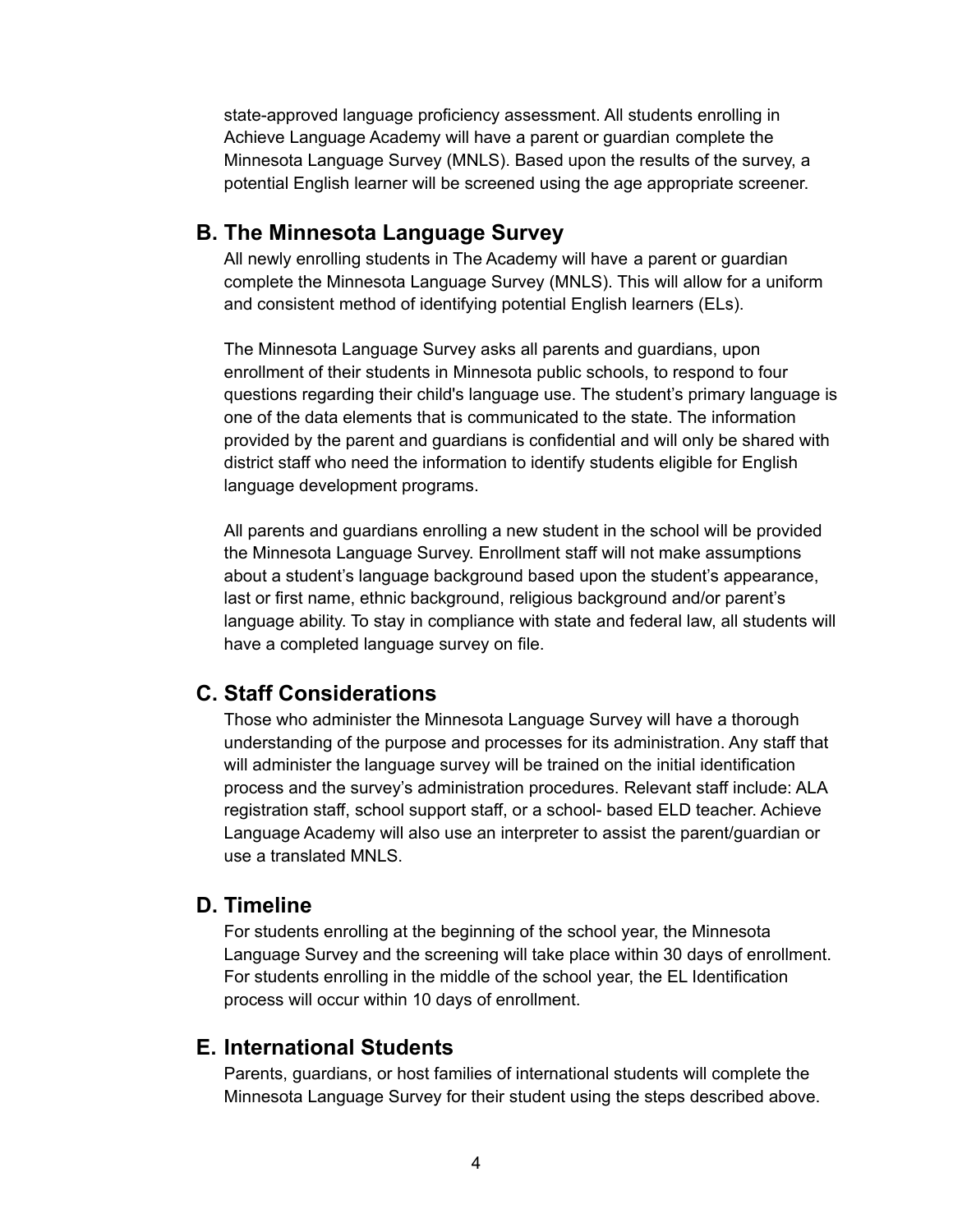state-approved language proficiency assessment. All students enrolling in Achieve Language Academy will have a parent or guardian complete the Minnesota Language Survey (MNLS). Based upon the results of the survey, a potential English learner will be screened using the age appropriate screener.

## B. The Minnesota Language Survey

All newly enrolling students in The Academy will have a parent or guardian complete the Minnesota Language Survey (MNLS). This will allow for a uniform and consistent method of identifying potential English learners (ELs).

The Minnesota Language Survey asks all parents and guardians, upon enrollment of their students in Minnesota public schools, to respond to four questions regarding their child's language use. The student's primary language is one of the data elements that is communicated to the state. The information provided by the parent and guardians is confidential and will only be shared with district staff who need the information to identify students eligible for English language development programs.

All parents and guardians enrolling a new student in the school will be provided the Minnesota Language Survey. Enrollment staff will not make assumptions about a student's language background based upon the student's appearance, last or first name, ethnic background, religious background and/or parent's language ability. To stay in compliance with state and federal law, all students will have a completed language survey on file.

## C. Staff Considerations

Those who administer the Minnesota Language Survey will have a thorough understanding of the purpose and processes for its administration. Any staff that will administer the language survey will be trained on the initial identification process and the survey's administration procedures. Relevant staff include: ALA registration staff, school support staff, or a school- based ELD teacher. Achieve Language Academy will also use an interpreter to assist the parent/guardian or use a translated MNLS.

## D. Timeline

For students enrolling at the beginning of the school year, the Minnesota Language Survey and the screening will take place within 30 days of enrollment. For students enrolling in the middle of the school year, the EL Identification process will occur within 10 days of enrollment.

## E. International Students

Parents, guardians, or host families of international students will complete the Minnesota Language Survey for their student using the steps described above.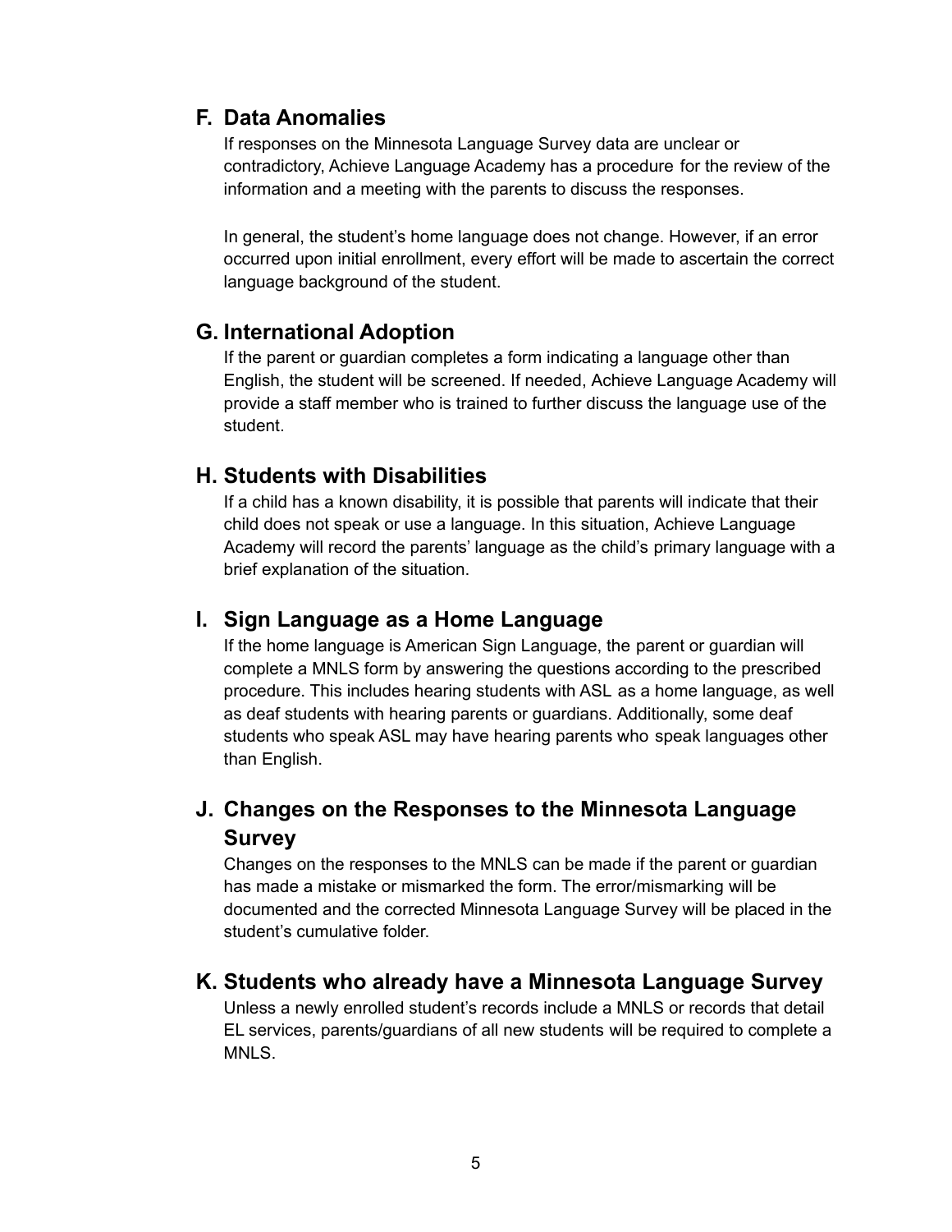## F. Data Anomalies

If responses on the Minnesota Language Survey data are unclear or contradictory, Achieve Language Academy has a procedure for the review of the information and a meeting with the parents to discuss the responses.

In general, the student's home language does not change. However, if an error occurred upon initial enrollment, every effort will be made to ascertain the correct language background of the student.

## G. International Adoption

If the parent or guardian completes a form indicating a language other than English, the student will be screened. If needed, Achieve Language Academy will provide a staff member who is trained to further discuss the language use of the student.

## H. Students with Disabilities

If a child has a known disability, it is possible that parents will indicate that their child does not speak or use a language. In this situation, Achieve Language Academy will record the parents' language as the child's primary language with a brief explanation of the situation.

## I. Sign Language as a Home Language

If the home language is American Sign Language, the parent or guardian will complete a MNLS form by answering the questions according to the prescribed procedure. This includes hearing students with ASL as a home language, as well as deaf students with hearing parents or guardians. Additionally, some deaf students who speak ASL may have hearing parents who speak languages other than English.

## J. Changes on the Responses to the Minnesota Language Survey

Changes on the responses to the MNLS can be made if the parent or guardian has made a mistake or mismarked the form. The error/mismarking will be documented and the corrected Minnesota Language Survey will be placed in the student's cumulative folder.

## K. Students who already have a Minnesota Language Survey

Unless a newly enrolled student's records include a MNLS or records that detail EL services, parents/guardians of all new students will be required to complete a MNLS.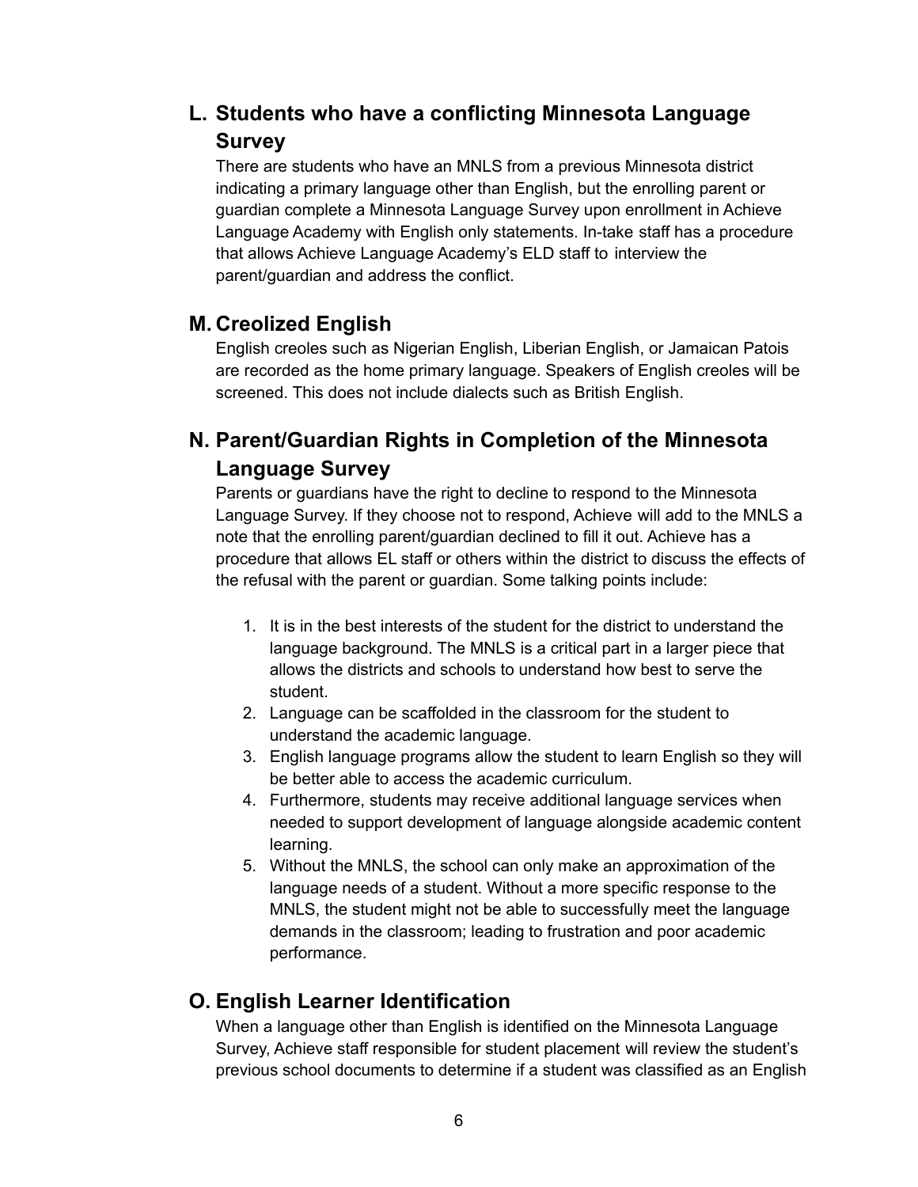## L. Students who have a conflicting Minnesota Language Survey

There are students who have an MNLS from a previous Minnesota district indicating a primary language other than English, but the enrolling parent or guardian complete a Minnesota Language Survey upon enrollment in Achieve Language Academy with English only statements. In-take staff has a procedure that allows Achieve Language Academy's ELD staff to interview the parent/guardian and address the conflict.

## M. Creolized English

English creoles such as Nigerian English, Liberian English, or Jamaican Patois are recorded as the home primary language. Speakers of English creoles will be screened. This does not include dialects such as British English.

## N. Parent/Guardian Rights in Completion of the Minnesota Language Survey

Parents or guardians have the right to decline to respond to the Minnesota Language Survey. If they choose not to respond, Achieve will add to the MNLS a note that the enrolling parent/guardian declined to fill it out. Achieve has a procedure that allows EL staff or others within the district to discuss the effects of the refusal with the parent or guardian. Some talking points include:

1. It is in the best interests of the student for the district to understand the language background. The MNLS is a critical part in a larger piece that allows the districts and schools to understand how best to serve the student.
2. Language can be scaffolded in the classroom for the student to understand the academic language.
3. English language programs allow the student to learn English so they will be better able to access the academic curriculum.
4. Furthermore, students may receive additional language services when needed to support development of language alongside academic content learning.
5. Without the MNLS, the school can only make an approximation of the language needs of a student. Without a more specific response to the MNLS, the student might not be able to successfully meet the language demands in the classroom; leading to frustration and poor academic performance.

## O. English Learner Identification

When a language other than English is identified on the Minnesota Language Survey, Achieve staff responsible for student placement will review the student's previous school documents to determine if a student was classified as an English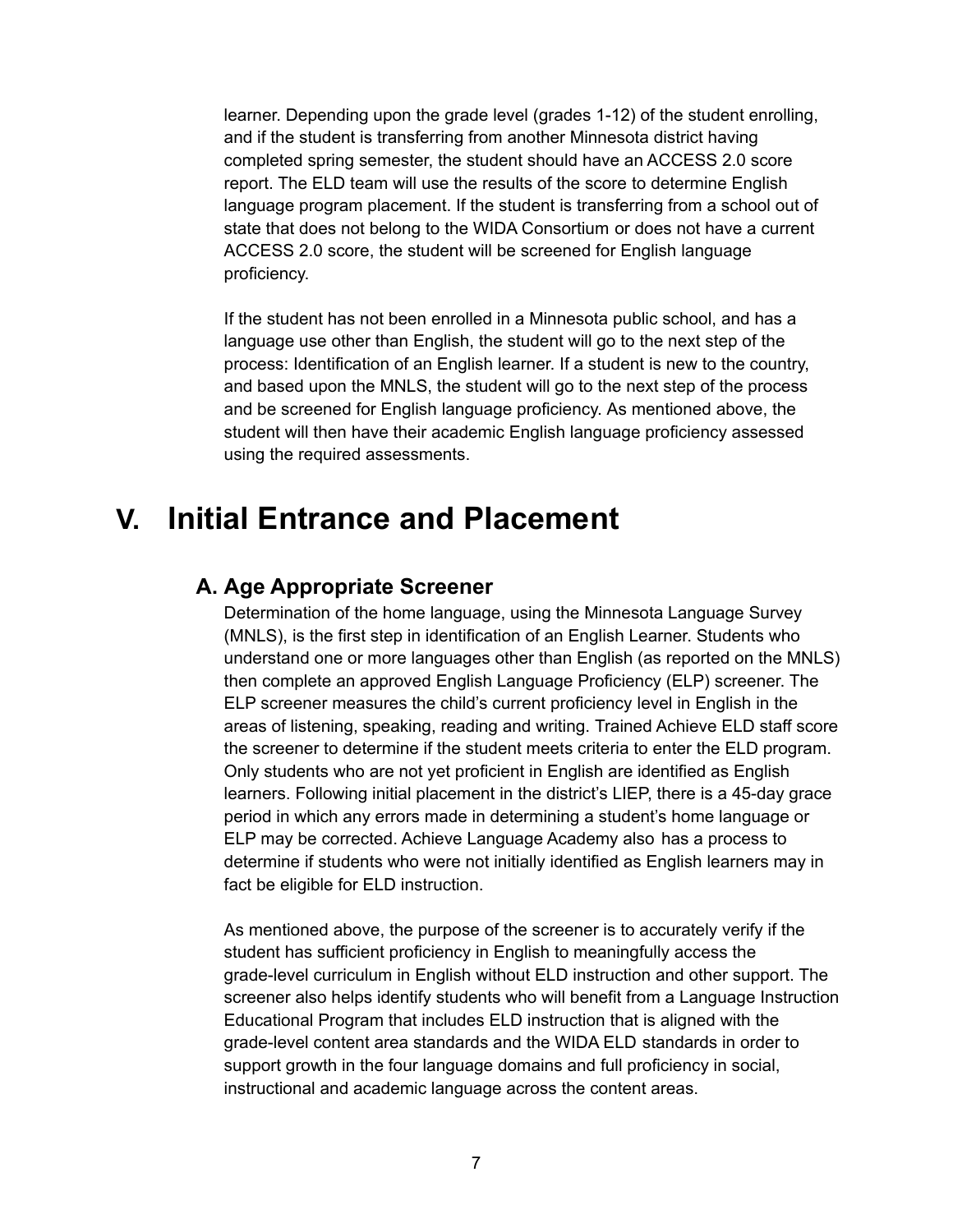learner. Depending upon the grade level (grades 1-12) of the student enrolling, and if the student is transferring from another Minnesota district having completed spring semester, the student should have an ACCESS 2.0 score report. The ELD team will use the results of the score to determine English language program placement. If the student is transferring from a school out of state that does not belong to the WIDA Consortium or does not have a current ACCESS 2.0 score, the student will be screened for English language proficiency.

If the student has not been enrolled in a Minnesota public school, and has a language use other than English, the student will go to the next step of the process: Identification of an English learner. If a student is new to the country, and based upon the MNLS, the student will go to the next step of the process and be screened for English language proficiency. As mentioned above, the student will then have their academic English language proficiency assessed using the required assessments.

# V. Initial Entrance and Placement

## A. Age Appropriate Screener

Determination of the home language, using the Minnesota Language Survey (MNLS), is the first step in identification of an English Learner. Students who understand one or more languages other than English (as reported on the MNLS) then complete an approved English Language Proficiency (ELP) screener. The ELP screener measures the child's current proficiency level in English in the areas of listening, speaking, reading and writing. Trained Achieve ELD staff score the screener to determine if the student meets criteria to enter the ELD program. Only students who are not yet proficient in English are identified as English learners. Following initial placement in the district's LIEP, there is a 45-day grace period in which any errors made in determining a student's home language or ELP may be corrected. Achieve Language Academy also has a process to determine if students who were not initially identified as English learners may in fact be eligible for ELD instruction.

As mentioned above, the purpose of the screener is to accurately verify if the student has sufficient proficiency in English to meaningfully access the grade-level curriculum in English without ELD instruction and other support. The screener also helps identify students who will benefit from a Language Instruction Educational Program that includes ELD instruction that is aligned with the grade-level content area standards and the WIDA ELD standards in order to support growth in the four language domains and full proficiency in social, instructional and academic language across the content areas.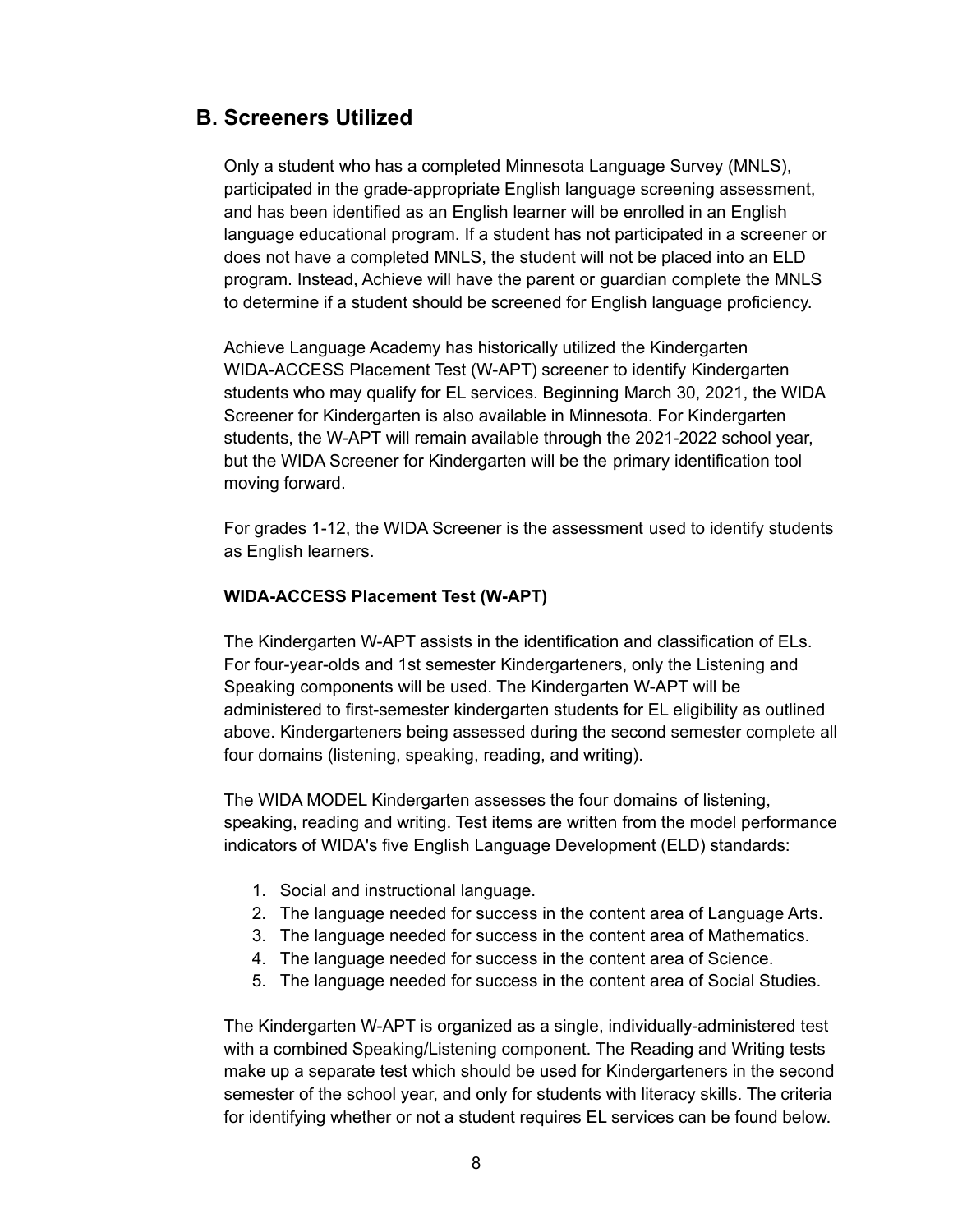## B. Screeners Utilized

Only a student who has a completed Minnesota Language Survey (MNLS), participated in the grade-appropriate English language screening assessment, and has been identified as an English learner will be enrolled in an English language educational program. If a student has not participated in a screener or does not have a completed MNLS, the student will not be placed into an ELD program. Instead, Achieve will have the parent or guardian complete the MNLS to determine if a student should be screened for English language proficiency.

Achieve Language Academy has historically utilized the Kindergarten WIDA-ACCESS Placement Test (W-APT) screener to identify Kindergarten students who may qualify for EL services. Beginning March 30, 2021, the WIDA Screener for Kindergarten is also available in Minnesota. For Kindergarten students, the W-APT will remain available through the 2021-2022 school year, but the WIDA Screener for Kindergarten will be the primary identification tool moving forward.

For grades 1-12, the WIDA Screener is the assessment used to identify students as English learners.

**WIDA-ACCESS Placement Test (W-APT)**

The Kindergarten W-APT assists in the identification and classification of ELs. For four-year-olds and 1st semester Kindergarteners, only the Listening and Speaking components will be used. The Kindergarten W-APT will be administered to first-semester kindergarten students for EL eligibility as outlined above. Kindergarteners being assessed during the second semester complete all four domains (listening, speaking, reading, and writing).

The WIDA MODEL Kindergarten assesses the four domains of listening, speaking, reading and writing. Test items are written from the model performance indicators of WIDA's five English Language Development (ELD) standards:

1. Social and instructional language.
2. The language needed for success in the content area of Language Arts.
3. The language needed for success in the content area of Mathematics.
4. The language needed for success in the content area of Science.
5. The language needed for success in the content area of Social Studies.

The Kindergarten W-APT is organized as a single, individually-administered test with a combined Speaking/Listening component. The Reading and Writing tests make up a separate test which should be used for Kindergarteners in the second semester of the school year, and only for students with literacy skills. The criteria for identifying whether or not a student requires EL services can be found below.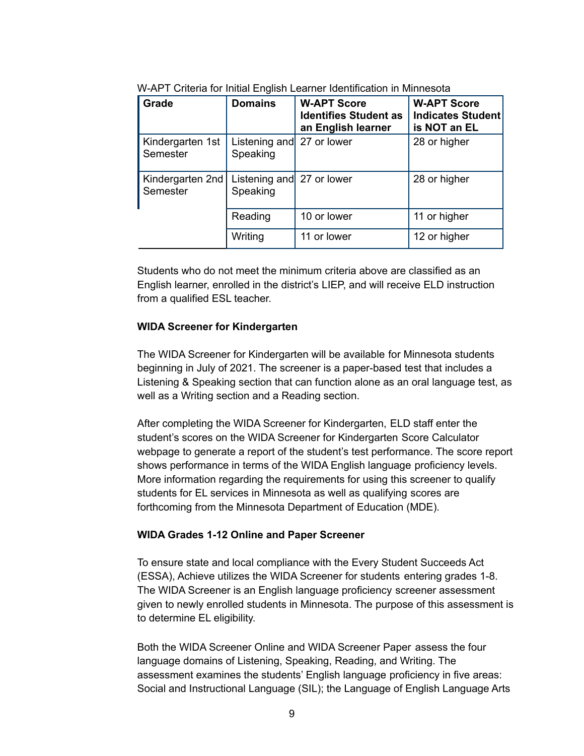W-APT Criteria for Initial English Learner Identification in Minnesota

| Grade | Domains | W-APT Score Identifies Student as an English learner | W-APT Score Indicates Student is NOT an EL |
|---|---|---|---|
| Kindergarten 1st Semester | Listening and Speaking | 27 or lower | 28 or higher |
| Kindergarten 2nd Semester | Listening and Speaking | 27 or lower | 28 or higher |
| | Reading | 10 or lower | 11 or higher |
| | Writing | 11 or lower | 12 or higher |

Students who do not meet the minimum criteria above are classified as an English learner, enrolled in the district's LIEP, and will receive ELD instruction from a qualified ESL teacher.

**WIDA Screener for Kindergarten**

The WIDA Screener for Kindergarten will be available for Minnesota students beginning in July of 2021. The screener is a paper-based test that includes a Listening & Speaking section that can function alone as an oral language test, as well as a Writing section and a Reading section.

After completing the WIDA Screener for Kindergarten, ELD staff enter the student's scores on the WIDA Screener for Kindergarten Score Calculator webpage to generate a report of the student's test performance. The score report shows performance in terms of the WIDA English language proficiency levels. More information regarding the requirements for using this screener to qualify students for EL services in Minnesota as well as qualifying scores are forthcoming from the Minnesota Department of Education (MDE).

**WIDA Grades 1-12 Online and Paper Screener**

To ensure state and local compliance with the Every Student Succeeds Act (ESSA), Achieve utilizes the WIDA Screener for students entering grades 1-8. The WIDA Screener is an English language proficiency screener assessment given to newly enrolled students in Minnesota. The purpose of this assessment is to determine EL eligibility.

Both the WIDA Screener Online and WIDA Screener Paper assess the four language domains of Listening, Speaking, Reading, and Writing. The assessment examines the students' English language proficiency in five areas: Social and Instructional Language (SIL); the Language of English Language Arts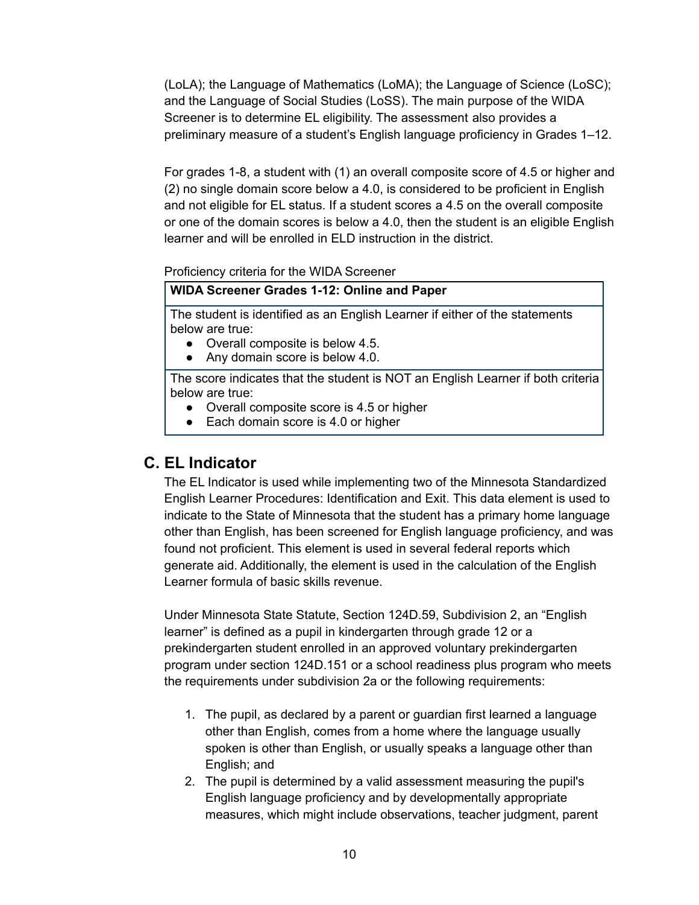(LoLA); the Language of Mathematics (LoMA); the Language of Science (LoSC); and the Language of Social Studies (LoSS). The main purpose of the WIDA Screener is to determine EL eligibility. The assessment also provides a preliminary measure of a student's English language proficiency in Grades 1–12.

For grades 1-8, a student with (1) an overall composite score of 4.5 or higher and (2) no single domain score below a 4.0, is considered to be proficient in English and not eligible for EL status. If a student scores a 4.5 on the overall composite or one of the domain scores is below a 4.0, then the student is an eligible English learner and will be enrolled in ELD instruction in the district.

Proficiency criteria for the WIDA Screener

| **WIDA Screener Grades 1-12: Online and Paper** |
| --- |
| The student is identified as an English Learner if either of the statements below are true:<br>● Overall composite is below 4.5.<br>● Any domain score is below 4.0. |
| The score indicates that the student is NOT an English Learner if both criteria below are true:<br>● Overall composite score is 4.5 or higher<br>● Each domain score is 4.0 or higher |

## C. EL Indicator

The EL Indicator is used while implementing two of the Minnesota Standardized English Learner Procedures: Identification and Exit. This data element is used to indicate to the State of Minnesota that the student has a primary home language other than English, has been screened for English language proficiency, and was found not proficient. This element is used in several federal reports which generate aid. Additionally, the element is used in the calculation of the English Learner formula of basic skills revenue.

Under Minnesota State Statute, Section 124D.59, Subdivision 2, an "English learner" is defined as a pupil in kindergarten through grade 12 or a prekindergarten student enrolled in an approved voluntary prekindergarten program under section 124D.151 or a school readiness plus program who meets the requirements under subdivision 2a or the following requirements:

1. The pupil, as declared by a parent or guardian first learned a language other than English, comes from a home where the language usually spoken is other than English, or usually speaks a language other than English; and
2. The pupil is determined by a valid assessment measuring the pupil's English language proficiency and by developmentally appropriate measures, which might include observations, teacher judgment, parent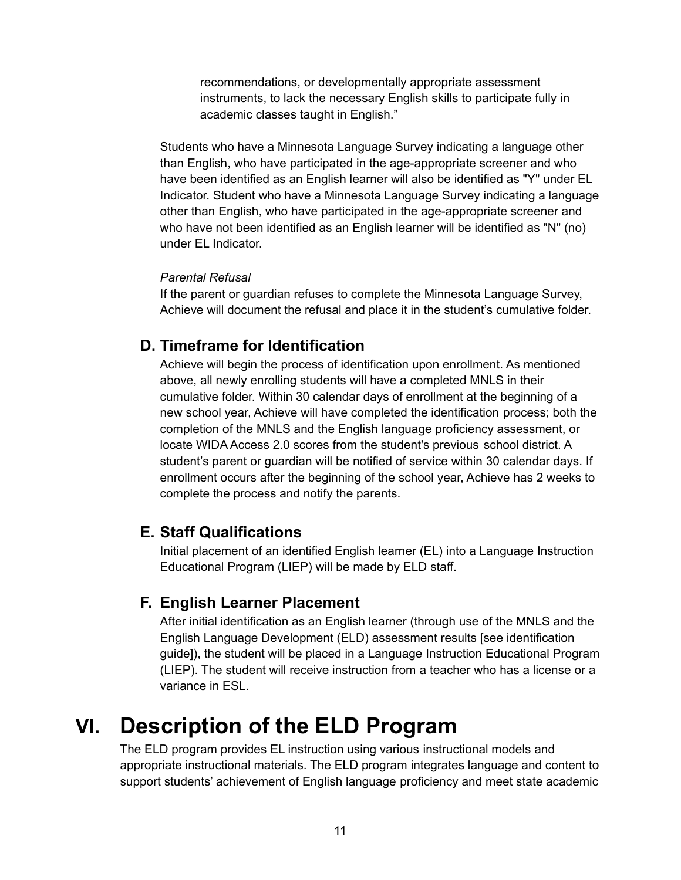recommendations, or developmentally appropriate assessment instruments, to lack the necessary English skills to participate fully in academic classes taught in English."

Students who have a Minnesota Language Survey indicating a language other than English, who have participated in the age-appropriate screener and who have been identified as an English learner will also be identified as "Y" under EL Indicator. Student who have a Minnesota Language Survey indicating a language other than English, who have participated in the age-appropriate screener and who have not been identified as an English learner will be identified as "N" (no) under EL Indicator.

*Parental Refusal*

If the parent or guardian refuses to complete the Minnesota Language Survey, Achieve will document the refusal and place it in the student's cumulative folder.

### D. Timeframe for Identification

Achieve will begin the process of identification upon enrollment. As mentioned above, all newly enrolling students will have a completed MNLS in their cumulative folder. Within 30 calendar days of enrollment at the beginning of a new school year, Achieve will have completed the identification process; both the completion of the MNLS and the English language proficiency assessment, or locate WIDA Access 2.0 scores from the student's previous school district. A student's parent or guardian will be notified of service within 30 calendar days. If enrollment occurs after the beginning of the school year, Achieve has 2 weeks to complete the process and notify the parents.

### E. Staff Qualifications

Initial placement of an identified English learner (EL) into a Language Instruction Educational Program (LIEP) will be made by ELD staff.

### F. English Learner Placement

After initial identification as an English learner (through use of the MNLS and the English Language Development (ELD) assessment results [see identification guide]), the student will be placed in a Language Instruction Educational Program (LIEP). The student will receive instruction from a teacher who has a license or a variance in ESL.

## VI. Description of the ELD Program

The ELD program provides EL instruction using various instructional models and appropriate instructional materials. The ELD program integrates language and content to support students' achievement of English language proficiency and meet state academic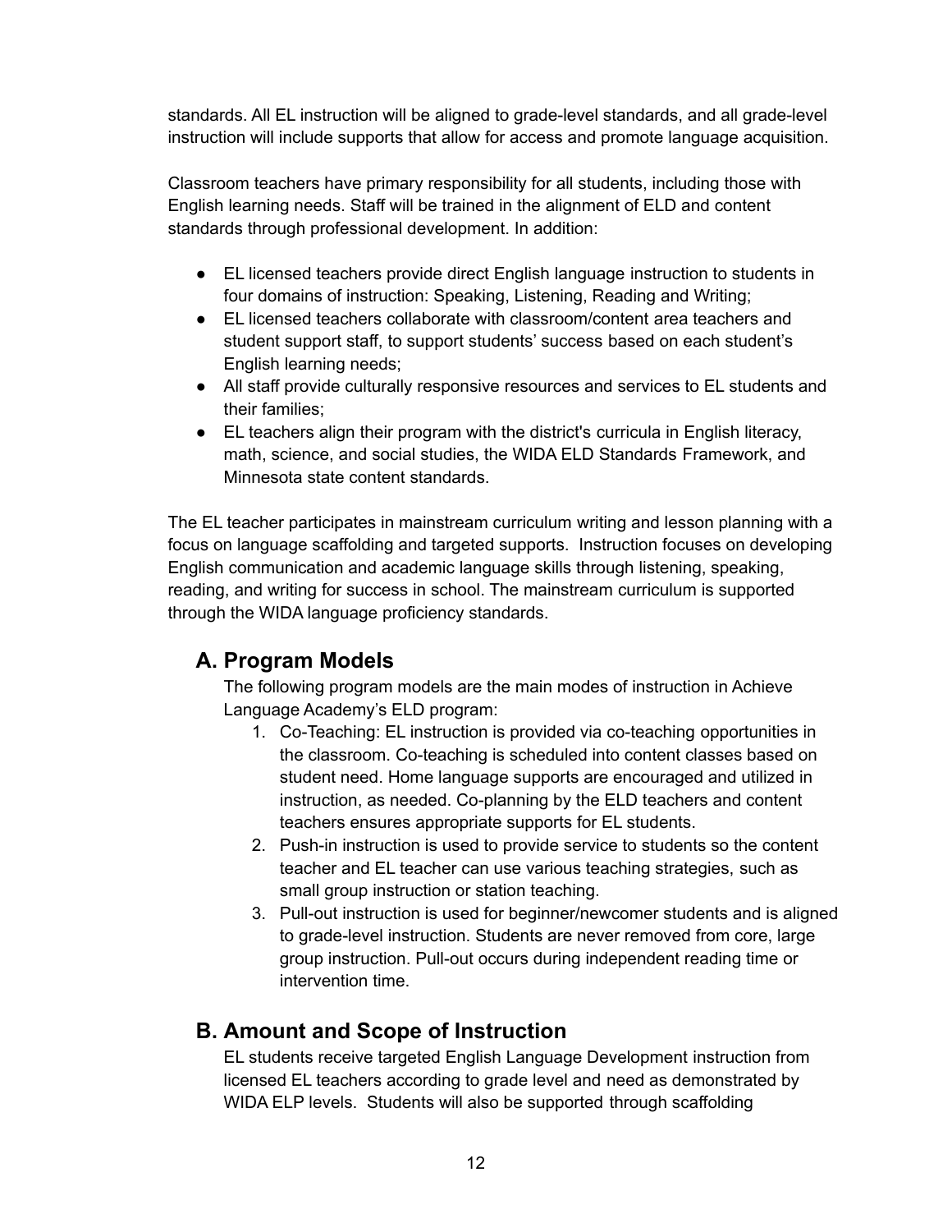standards. All EL instruction will be aligned to grade-level standards, and all grade-level instruction will include supports that allow for access and promote language acquisition.

Classroom teachers have primary responsibility for all students, including those with English learning needs. Staff will be trained in the alignment of ELD and content standards through professional development. In addition:

- EL licensed teachers provide direct English language instruction to students in four domains of instruction: Speaking, Listening, Reading and Writing;
- EL licensed teachers collaborate with classroom/content area teachers and student support staff, to support students' success based on each student's English learning needs;
- All staff provide culturally responsive resources and services to EL students and their families;
- EL teachers align their program with the district's curricula in English literacy, math, science, and social studies, the WIDA ELD Standards Framework, and Minnesota state content standards.

The EL teacher participates in mainstream curriculum writing and lesson planning with a focus on language scaffolding and targeted supports. Instruction focuses on developing English communication and academic language skills through listening, speaking, reading, and writing for success in school. The mainstream curriculum is supported through the WIDA language proficiency standards.

## A. Program Models

The following program models are the main modes of instruction in Achieve Language Academy's ELD program:

1. Co-Teaching: EL instruction is provided via co-teaching opportunities in the classroom. Co-teaching is scheduled into content classes based on student need. Home language supports are encouraged and utilized in instruction, as needed. Co-planning by the ELD teachers and content teachers ensures appropriate supports for EL students.
2. Push-in instruction is used to provide service to students so the content teacher and EL teacher can use various teaching strategies, such as small group instruction or station teaching.
3. Pull-out instruction is used for beginner/newcomer students and is aligned to grade-level instruction. Students are never removed from core, large group instruction. Pull-out occurs during independent reading time or intervention time.

## B. Amount and Scope of Instruction

EL students receive targeted English Language Development instruction from licensed EL teachers according to grade level and need as demonstrated by WIDA ELP levels. Students will also be supported through scaffolding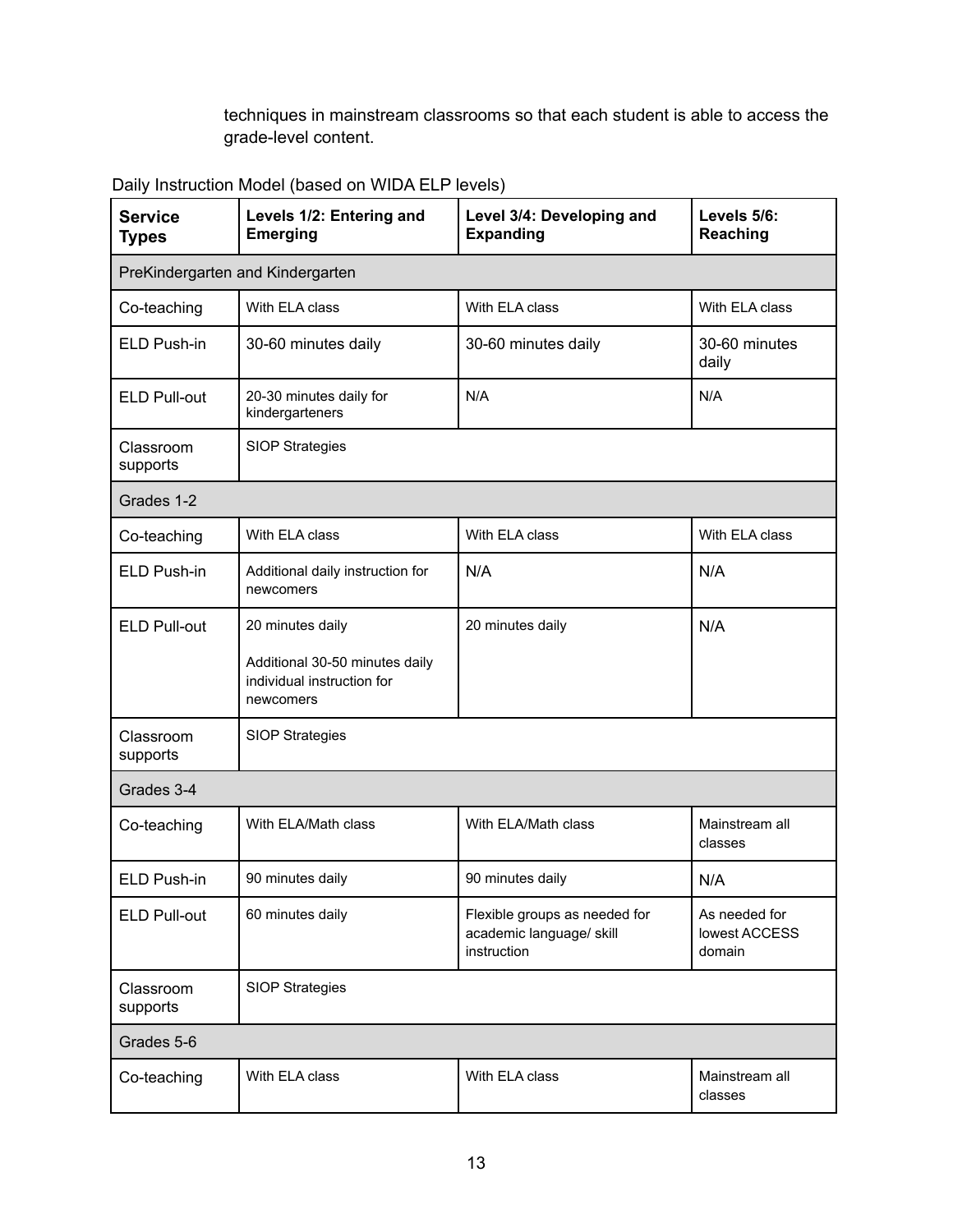techniques in mainstream classrooms so that each student is able to access the grade-level content.

Daily Instruction Model (based on WIDA ELP levels)

| **Service Types** | **Levels 1/2: Entering and Emerging** | **Level 3/4: Developing and Expanding** | **Levels 5/6: Reaching** |
|---|---|---|---|
| PreKindergarten and Kindergarten | | | |
| Co-teaching | With ELA class | With ELA class | With ELA class |
| ELD Push-in | 30-60 minutes daily | 30-60 minutes daily | 30-60 minutes daily |
| ELD Pull-out | 20-30 minutes daily for kindergarteners | N/A | N/A |
| Classroom supports | SIOP Strategies | | |
| Grades 1-2 | | | |
| Co-teaching | With ELA class | With ELA class | With ELA class |
| ELD Push-in | Additional daily instruction for newcomers | N/A | N/A |
| ELD Pull-out | 20 minutes daily<br><br>Additional 30-50 minutes daily individual instruction for newcomers | 20 minutes daily | N/A |
| Classroom supports | SIOP Strategies | | |
| Grades 3-4 | | | |
| Co-teaching | With ELA/Math class | With ELA/Math class | Mainstream all classes |
| ELD Push-in | 90 minutes daily | 90 minutes daily | N/A |
| ELD Pull-out | 60 minutes daily | Flexible groups as needed for academic language/ skill instruction | As needed for lowest ACCESS domain |
| Classroom supports | SIOP Strategies | | |
| Grades 5-6 | | | |
| Co-teaching | With ELA class | With ELA class | Mainstream all classes |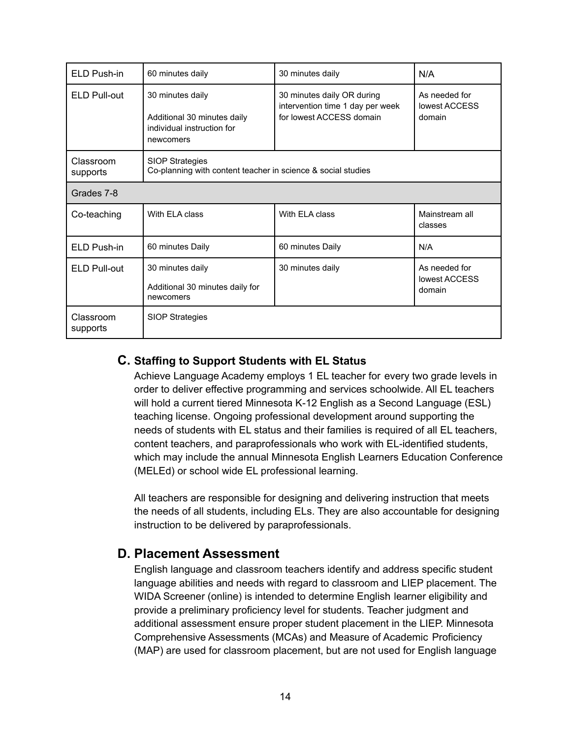| | | | |
|---|---|---|---|
| ELD Push-in | 60 minutes daily | 30 minutes daily | N/A |
| ELD Pull-out | 30 minutes daily<br><br>Additional 30 minutes daily individual instruction for newcomers | 30 minutes daily OR during intervention time 1 day per week for lowest ACCESS domain | As needed for lowest ACCESS domain |
| Classroom supports | SIOP Strategies<br>Co-planning with content teacher in science & social studies | | |
| Grades 7-8 | | | |
| Co-teaching | With ELA class | With ELA class | Mainstream all classes |
| ELD Push-in | 60 minutes Daily | 60 minutes Daily | N/A |
| ELD Pull-out | 30 minutes daily<br><br>Additional 30 minutes daily for newcomers | 30 minutes daily | As needed for lowest ACCESS domain |
| Classroom supports | SIOP Strategies | | |

### C. Staffing to Support Students with EL Status

Achieve Language Academy employs 1 EL teacher for every two grade levels in order to deliver effective programming and services schoolwide. All EL teachers will hold a current tiered Minnesota K-12 English as a Second Language (ESL) teaching license. Ongoing professional development around supporting the needs of students with EL status and their families is required of all EL teachers, content teachers, and paraprofessionals who work with EL-identified students, which may include the annual Minnesota English Learners Education Conference (MELEd) or school wide EL professional learning.

All teachers are responsible for designing and delivering instruction that meets the needs of all students, including ELs. They are also accountable for designing instruction to be delivered by paraprofessionals.

## D. Placement Assessment

English language and classroom teachers identify and address specific student language abilities and needs with regard to classroom and LIEP placement. The WIDA Screener (online) is intended to determine English learner eligibility and provide a preliminary proficiency level for students. Teacher judgment and additional assessment ensure proper student placement in the LIEP. Minnesota Comprehensive Assessments (MCAs) and Measure of Academic Proficiency (MAP) are used for classroom placement, but are not used for English language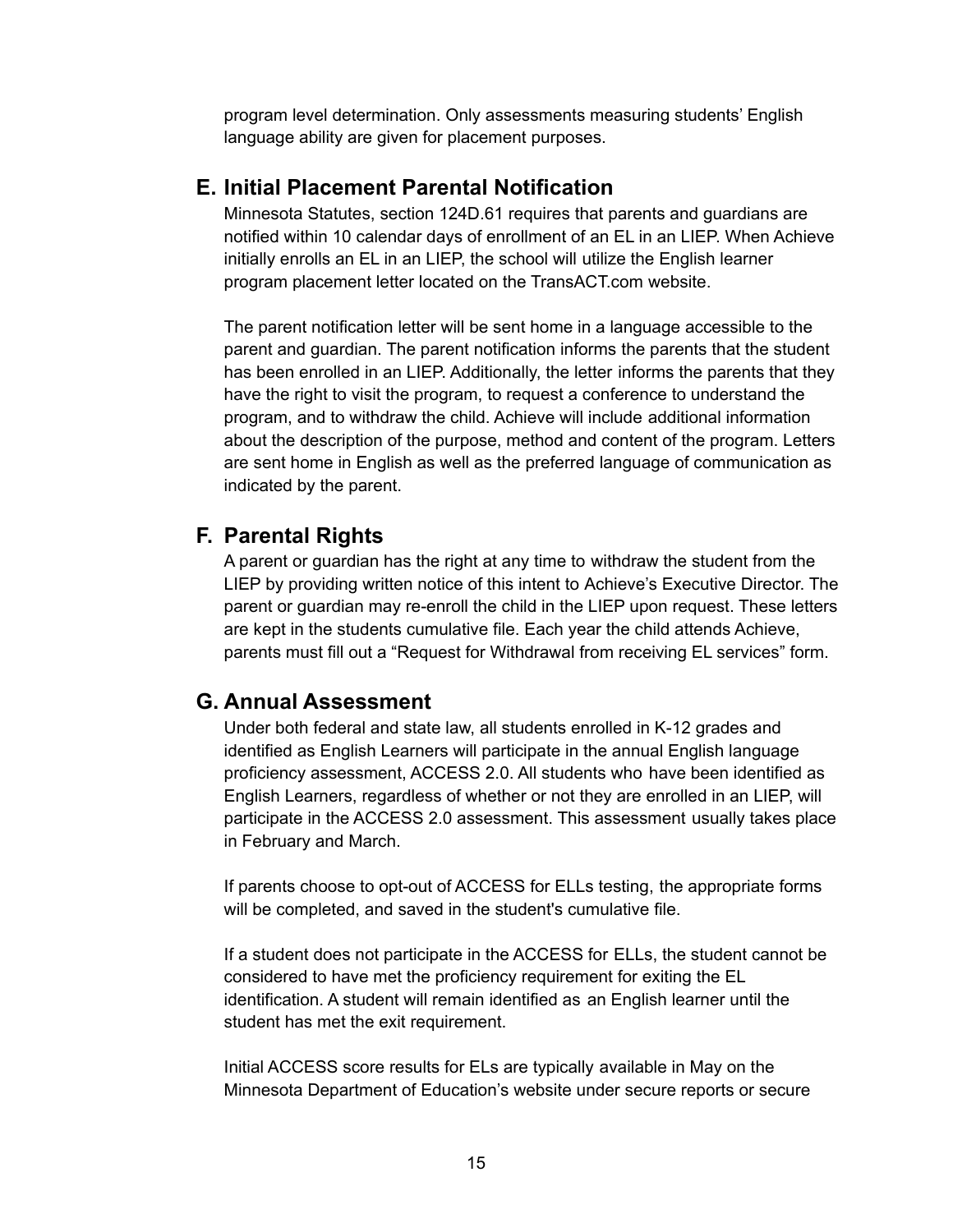program level determination. Only assessments measuring students' English language ability are given for placement purposes.

## E. Initial Placement Parental Notification

Minnesota Statutes, section 124D.61 requires that parents and guardians are notified within 10 calendar days of enrollment of an EL in an LIEP. When Achieve initially enrolls an EL in an LIEP, the school will utilize the English learner program placement letter located on the TransACT.com website.

The parent notification letter will be sent home in a language accessible to the parent and guardian. The parent notification informs the parents that the student has been enrolled in an LIEP. Additionally, the letter informs the parents that they have the right to visit the program, to request a conference to understand the program, and to withdraw the child. Achieve will include additional information about the description of the purpose, method and content of the program. Letters are sent home in English as well as the preferred language of communication as indicated by the parent.

## F. Parental Rights

A parent or guardian has the right at any time to withdraw the student from the LIEP by providing written notice of this intent to Achieve's Executive Director. The parent or guardian may re-enroll the child in the LIEP upon request. These letters are kept in the students cumulative file. Each year the child attends Achieve, parents must fill out a "Request for Withdrawal from receiving EL services" form.

## G. Annual Assessment

Under both federal and state law, all students enrolled in K-12 grades and identified as English Learners will participate in the annual English language proficiency assessment, ACCESS 2.0. All students who have been identified as English Learners, regardless of whether or not they are enrolled in an LIEP, will participate in the ACCESS 2.0 assessment. This assessment usually takes place in February and March.

If parents choose to opt-out of ACCESS for ELLs testing, the appropriate forms will be completed, and saved in the student's cumulative file.

If a student does not participate in the ACCESS for ELLs, the student cannot be considered to have met the proficiency requirement for exiting the EL identification. A student will remain identified as an English learner until the student has met the exit requirement.

Initial ACCESS score results for ELs are typically available in May on the Minnesota Department of Education's website under secure reports or secure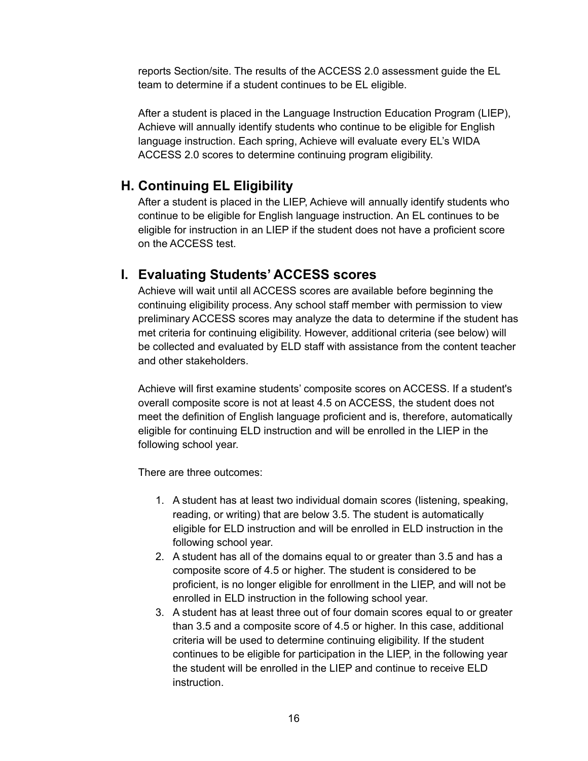reports Section/site. The results of the ACCESS 2.0 assessment guide the EL team to determine if a student continues to be EL eligible.

After a student is placed in the Language Instruction Education Program (LIEP), Achieve will annually identify students who continue to be eligible for English language instruction. Each spring, Achieve will evaluate every EL's WIDA ACCESS 2.0 scores to determine continuing program eligibility.

## H. Continuing EL Eligibility

After a student is placed in the LIEP, Achieve will annually identify students who continue to be eligible for English language instruction. An EL continues to be eligible for instruction in an LIEP if the student does not have a proficient score on the ACCESS test.

## I. Evaluating Students' ACCESS scores

Achieve will wait until all ACCESS scores are available before beginning the continuing eligibility process. Any school staff member with permission to view preliminary ACCESS scores may analyze the data to determine if the student has met criteria for continuing eligibility. However, additional criteria (see below) will be collected and evaluated by ELD staff with assistance from the content teacher and other stakeholders.

Achieve will first examine students' composite scores on ACCESS. If a student's overall composite score is not at least 4.5 on ACCESS, the student does not meet the definition of English language proficient and is, therefore, automatically eligible for continuing ELD instruction and will be enrolled in the LIEP in the following school year.

There are three outcomes:

1. A student has at least two individual domain scores (listening, speaking, reading, or writing) that are below 3.5. The student is automatically eligible for ELD instruction and will be enrolled in ELD instruction in the following school year.
2. A student has all of the domains equal to or greater than 3.5 and has a composite score of 4.5 or higher. The student is considered to be proficient, is no longer eligible for enrollment in the LIEP, and will not be enrolled in ELD instruction in the following school year.
3. A student has at least three out of four domain scores equal to or greater than 3.5 and a composite score of 4.5 or higher. In this case, additional criteria will be used to determine continuing eligibility. If the student continues to be eligible for participation in the LIEP, in the following year the student will be enrolled in the LIEP and continue to receive ELD instruction.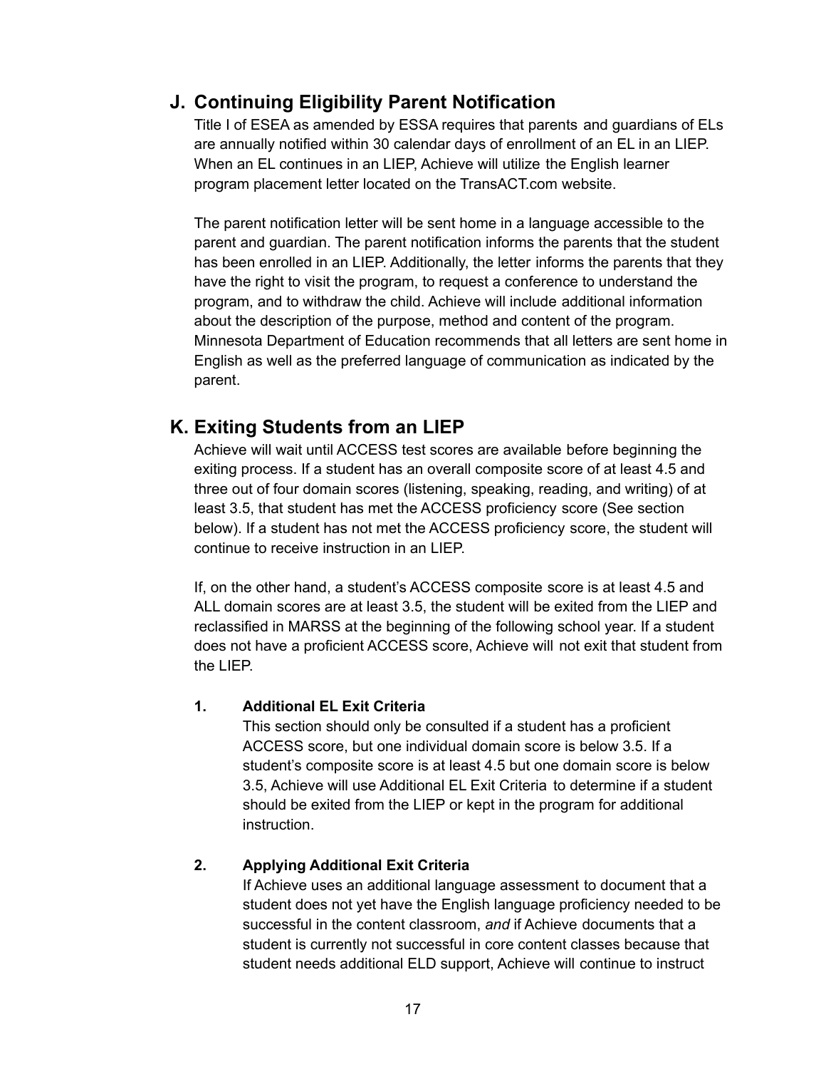## J. Continuing Eligibility Parent Notification

Title I of ESEA as amended by ESSA requires that parents and guardians of ELs are annually notified within 30 calendar days of enrollment of an EL in an LIEP. When an EL continues in an LIEP, Achieve will utilize the English learner program placement letter located on the TransACT.com website.

The parent notification letter will be sent home in a language accessible to the parent and guardian. The parent notification informs the parents that the student has been enrolled in an LIEP. Additionally, the letter informs the parents that they have the right to visit the program, to request a conference to understand the program, and to withdraw the child. Achieve will include additional information about the description of the purpose, method and content of the program. Minnesota Department of Education recommends that all letters are sent home in English as well as the preferred language of communication as indicated by the parent.

## K. Exiting Students from an LIEP

Achieve will wait until ACCESS test scores are available before beginning the exiting process. If a student has an overall composite score of at least 4.5 and three out of four domain scores (listening, speaking, reading, and writing) of at least 3.5, that student has met the ACCESS proficiency score (See section below). If a student has not met the ACCESS proficiency score, the student will continue to receive instruction in an LIEP.

If, on the other hand, a student's ACCESS composite score is at least 4.5 and ALL domain scores are at least 3.5, the student will be exited from the LIEP and reclassified in MARSS at the beginning of the following school year. If a student does not have a proficient ACCESS score, Achieve will not exit that student from the LIEP.

### 1. Additional EL Exit Criteria

This section should only be consulted if a student has a proficient ACCESS score, but one individual domain score is below 3.5. If a student's composite score is at least 4.5 but one domain score is below 3.5, Achieve will use Additional EL Exit Criteria to determine if a student should be exited from the LIEP or kept in the program for additional instruction.

### 2. Applying Additional Exit Criteria

If Achieve uses an additional language assessment to document that a student does not yet have the English language proficiency needed to be successful in the content classroom, *and* if Achieve documents that a student is currently not successful in core content classes because that student needs additional ELD support, Achieve will continue to instruct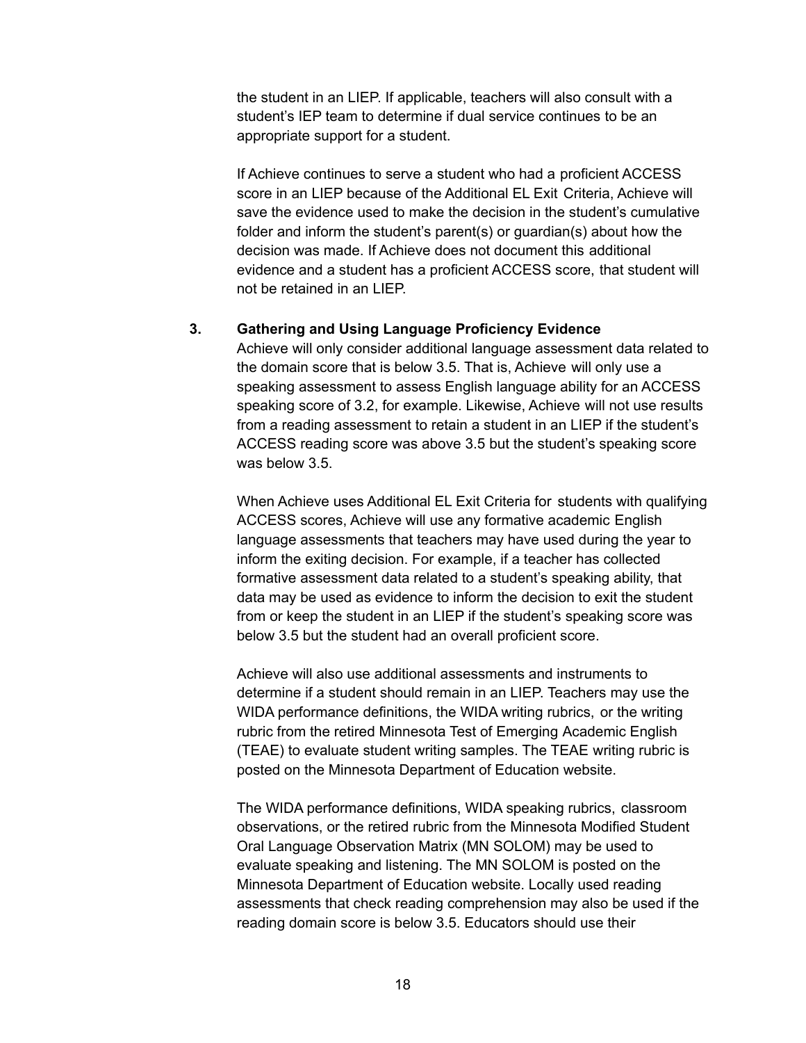the student in an LIEP. If applicable, teachers will also consult with a student's IEP team to determine if dual service continues to be an appropriate support for a student.

If Achieve continues to serve a student who had a proficient ACCESS score in an LIEP because of the Additional EL Exit Criteria, Achieve will save the evidence used to make the decision in the student's cumulative folder and inform the student's parent(s) or guardian(s) about how the decision was made. If Achieve does not document this additional evidence and a student has a proficient ACCESS score, that student will not be retained in an LIEP.

3. **Gathering and Using Language Proficiency Evidence**

Achieve will only consider additional language assessment data related to the domain score that is below 3.5. That is, Achieve will only use a speaking assessment to assess English language ability for an ACCESS speaking score of 3.2, for example. Likewise, Achieve will not use results from a reading assessment to retain a student in an LIEP if the student's ACCESS reading score was above 3.5 but the student's speaking score was below 3.5.

When Achieve uses Additional EL Exit Criteria for students with qualifying ACCESS scores, Achieve will use any formative academic English language assessments that teachers may have used during the year to inform the exiting decision. For example, if a teacher has collected formative assessment data related to a student's speaking ability, that data may be used as evidence to inform the decision to exit the student from or keep the student in an LIEP if the student's speaking score was below 3.5 but the student had an overall proficient score.

Achieve will also use additional assessments and instruments to determine if a student should remain in an LIEP. Teachers may use the WIDA performance definitions, the WIDA writing rubrics, or the writing rubric from the retired Minnesota Test of Emerging Academic English (TEAE) to evaluate student writing samples. The TEAE writing rubric is posted on the Minnesota Department of Education website.

The WIDA performance definitions, WIDA speaking rubrics, classroom observations, or the retired rubric from the Minnesota Modified Student Oral Language Observation Matrix (MN SOLOM) may be used to evaluate speaking and listening. The MN SOLOM is posted on the Minnesota Department of Education website. Locally used reading assessments that check reading comprehension may also be used if the reading domain score is below 3.5. Educators should use their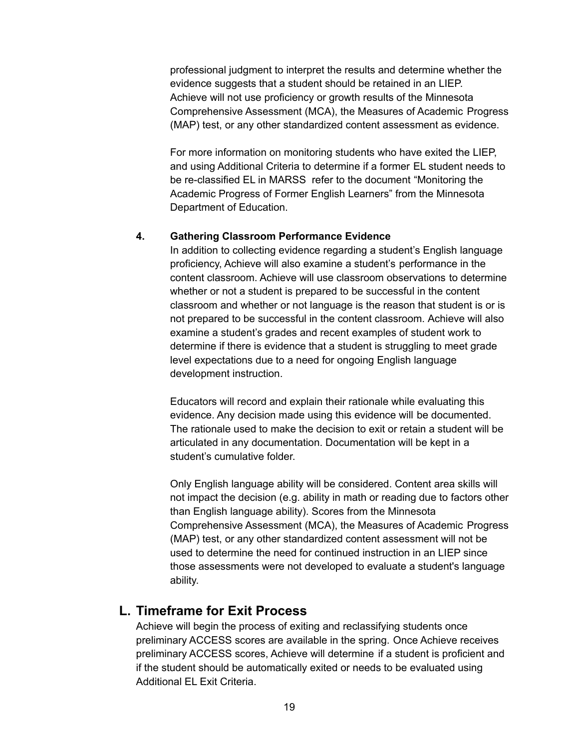professional judgment to interpret the results and determine whether the evidence suggests that a student should be retained in an LIEP. Achieve will not use proficiency or growth results of the Minnesota Comprehensive Assessment (MCA), the Measures of Academic Progress (MAP) test, or any other standardized content assessment as evidence.

For more information on monitoring students who have exited the LIEP, and using Additional Criteria to determine if a former EL student needs to be re-classified EL in MARSS refer to the document "Monitoring the Academic Progress of Former English Learners" from the Minnesota Department of Education.

**4. Gathering Classroom Performance Evidence**

In addition to collecting evidence regarding a student's English language proficiency, Achieve will also examine a student's performance in the content classroom. Achieve will use classroom observations to determine whether or not a student is prepared to be successful in the content classroom and whether or not language is the reason that student is or is not prepared to be successful in the content classroom. Achieve will also examine a student's grades and recent examples of student work to determine if there is evidence that a student is struggling to meet grade level expectations due to a need for ongoing English language development instruction.

Educators will record and explain their rationale while evaluating this evidence. Any decision made using this evidence will be documented. The rationale used to make the decision to exit or retain a student will be articulated in any documentation. Documentation will be kept in a student's cumulative folder.

Only English language ability will be considered. Content area skills will not impact the decision (e.g. ability in math or reading due to factors other than English language ability). Scores from the Minnesota Comprehensive Assessment (MCA), the Measures of Academic Progress (MAP) test, or any other standardized content assessment will not be used to determine the need for continued instruction in an LIEP since those assessments were not developed to evaluate a student's language ability.

## L. Timeframe for Exit Process

Achieve will begin the process of exiting and reclassifying students once preliminary ACCESS scores are available in the spring. Once Achieve receives preliminary ACCESS scores, Achieve will determine if a student is proficient and if the student should be automatically exited or needs to be evaluated using Additional EL Exit Criteria.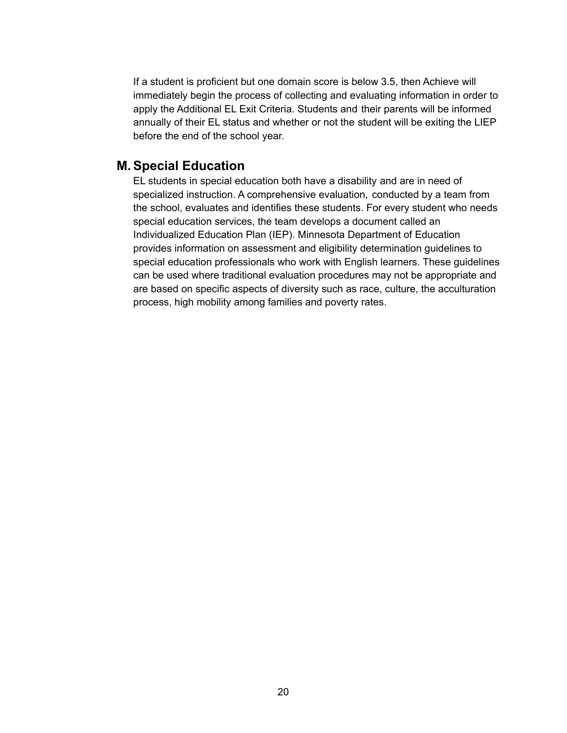If a student is proficient but one domain score is below 3.5, then Achieve will immediately begin the process of collecting and evaluating information in order to apply the Additional EL Exit Criteria. Students and their parents will be informed annually of their EL status and whether or not the student will be exiting the LIEP before the end of the school year.

## M. Special Education

EL students in special education both have a disability and are in need of specialized instruction. A comprehensive evaluation, conducted by a team from the school, evaluates and identifies these students. For every student who needs special education services, the team develops a document called an Individualized Education Plan (IEP). Minnesota Department of Education provides information on assessment and eligibility determination guidelines to special education professionals who work with English learners. These guidelines can be used where traditional evaluation procedures may not be appropriate and are based on specific aspects of diversity such as race, culture, the acculturation process, high mobility among families and poverty rates.